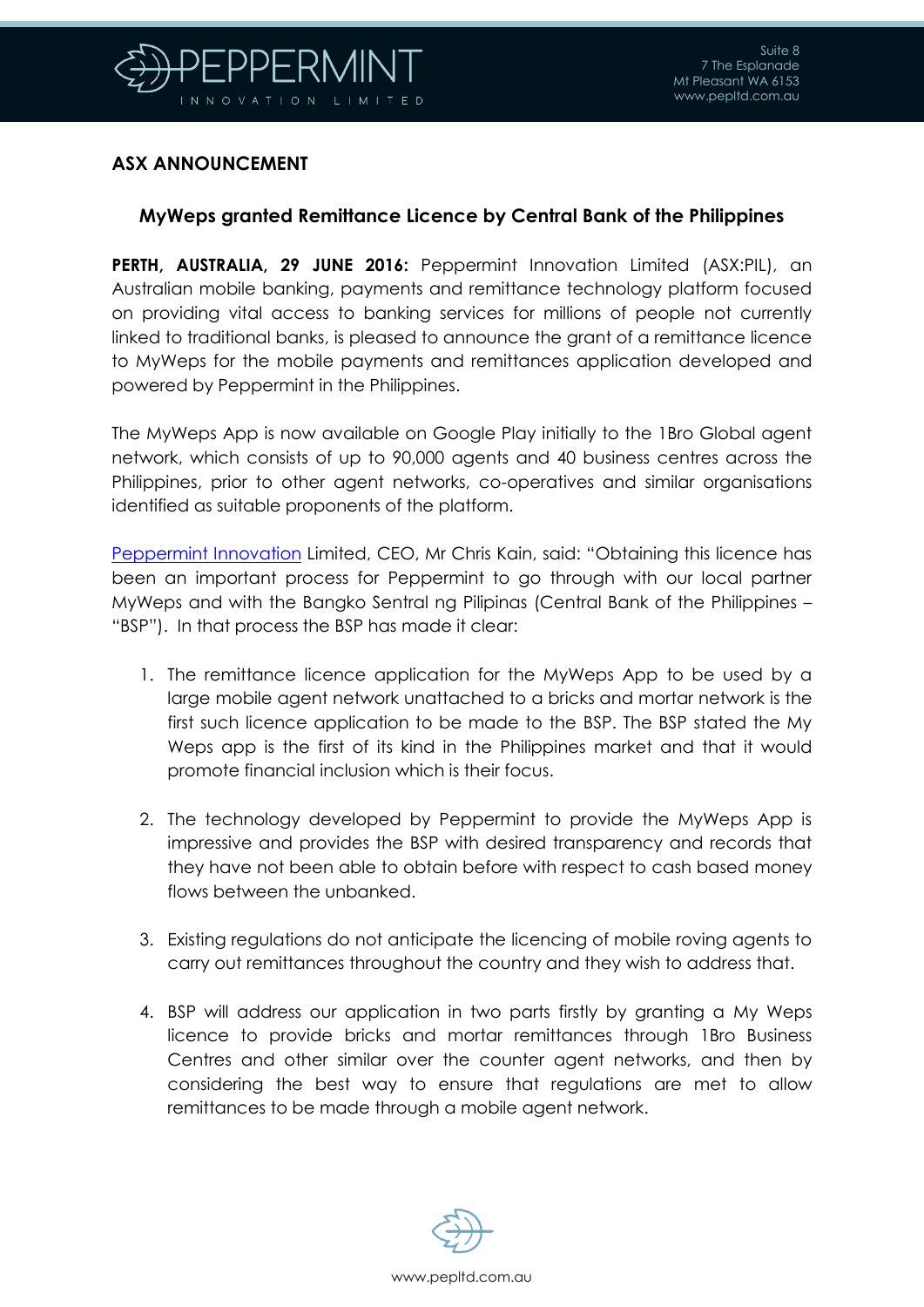# ASX ANNOUNCEMENT

## MyWeps granted Remittance Licence by Central Bank of the Philippines

**PERTH, AUSTRALIA, 29 JUNE 2016:** Peppermint Innovation Limited (ASX:PIL), an Australian mobile banking, payments and remittance technology platform focused on providing vital access to banking services for millions of people not currently linked to traditional banks, is pleased to announce the grant of a remittance licence to MyWeps for the mobile payments and remittances application developed and powered by Peppermint in the Philippines.

The MyWeps App is now available on Google Play initially to the 1Bro Global agent network, which consists of up to 90,000 agents and 40 business centres across the Philippines, prior to other agent networks, co-operatives and similar organisations identified as suitable proponents of the platform.

Peppermint Innovation Limited, CEO, Mr Chris Kain, said: "Obtaining this licence has been an important process for Peppermint to go through with our local partner MyWeps and with the Bangko Sentral ng Pilipinas (Central Bank of the Philippines – "BSP"). In that process the BSP has made it clear:

1. The remittance licence application for the MyWeps App to be used by a large mobile agent network unattached to a bricks and mortar network is the first such licence application to be made to the BSP. The BSP stated the My Weps app is the first of its kind in the Philippines market and that it would promote financial inclusion which is their focus.

2. The technology developed by Peppermint to provide the MyWeps App is impressive and provides the BSP with desired transparency and records that they have not been able to obtain before with respect to cash based money flows between the unbanked.

3. Existing regulations do not anticipate the licencing of mobile roving agents to carry out remittances throughout the country and they wish to address that.

4. BSP will address our application in two parts firstly by granting a My Weps licence to provide bricks and mortar remittances through 1Bro Business Centres and other similar over the counter agent networks, and then by considering the best way to ensure that regulations are met to allow remittances to be made through a mobile agent network.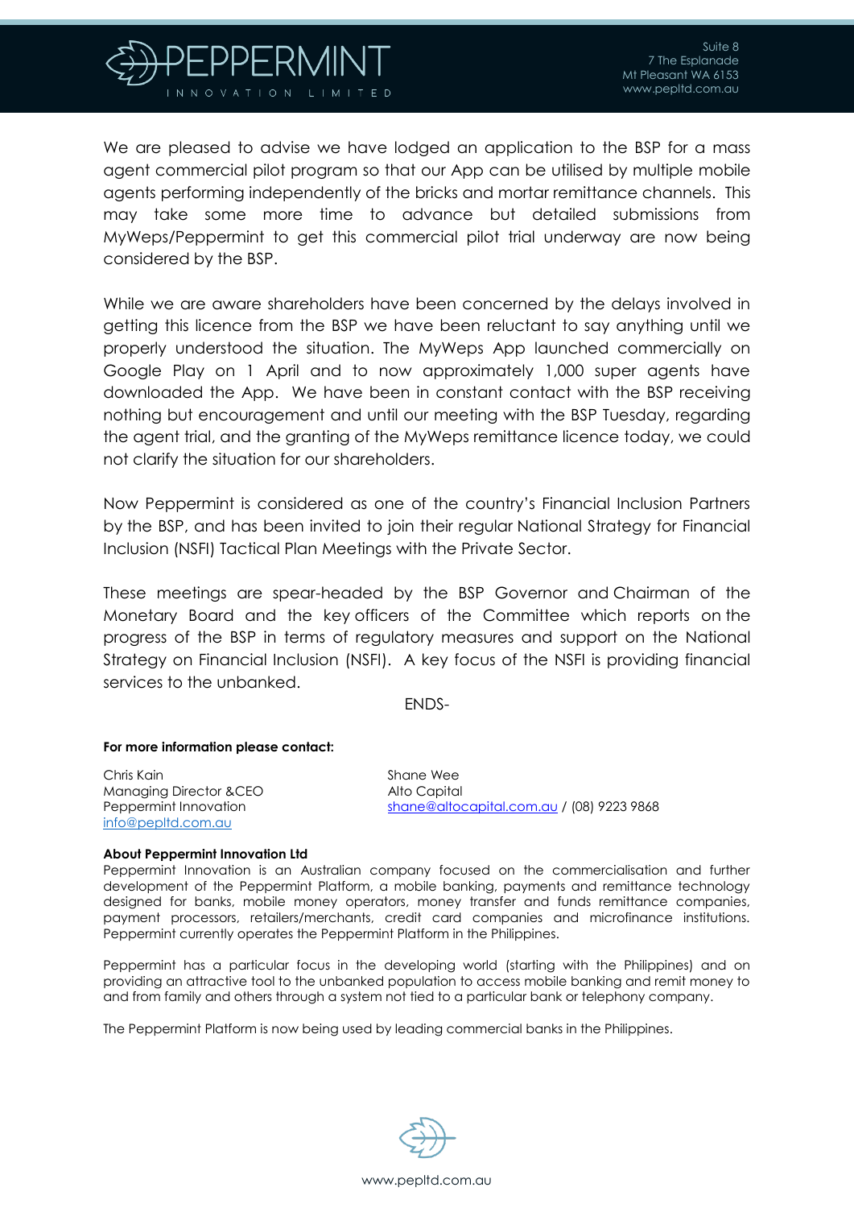We are pleased to advise we have lodged an application to the BSP for a mass agent commercial pilot program so that our App can be utilised by multiple mobile agents performing independently of the bricks and mortar remittance channels. This may take some more time to advance but detailed submissions from MyWeps/Peppermint to get this commercial pilot trial underway are now being considered by the BSP.

While we are aware shareholders have been concerned by the delays involved in getting this licence from the BSP we have been reluctant to say anything until we properly understood the situation. The MyWeps App launched commercially on Google Play on 1 April and to now approximately 1,000 super agents have downloaded the App. We have been in constant contact with the BSP receiving nothing but encouragement and until our meeting with the BSP Tuesday, regarding the agent trial, and the granting of the MyWeps remittance licence today, we could not clarify the situation for our shareholders.

Now Peppermint is considered as one of the country's Financial Inclusion Partners by the BSP, and has been invited to join their regular National Strategy for Financial Inclusion (NSFI) Tactical Plan Meetings with the Private Sector.

These meetings are spear-headed by the BSP Governor and Chairman of the Monetary Board and the key officers of the Committee which reports on the progress of the BSP in terms of regulatory measures and support on the National Strategy on Financial Inclusion (NSFI). A key focus of the NSFI is providing financial services to the unbanked.

ENDS-

**For more information please contact:**

Chris Kain
Managing Director &CEO
Peppermint Innovation
info@pepltd.com.au

Shane Wee
Alto Capital
shane@altocapital.com.au / (08) 9223 9868

**About Peppermint Innovation Ltd**

Peppermint Innovation is an Australian company focused on the commercialisation and further development of the Peppermint Platform, a mobile banking, payments and remittance technology designed for banks, mobile money operators, money transfer and funds remittance companies, payment processors, retailers/merchants, credit card companies and microfinance institutions. Peppermint currently operates the Peppermint Platform in the Philippines.

Peppermint has a particular focus in the developing world (starting with the Philippines) and on providing an attractive tool to the unbanked population to access mobile banking and remit money to and from family and others through a system not tied to a particular bank or telephony company.

The Peppermint Platform is now being used by leading commercial banks in the Philippines.